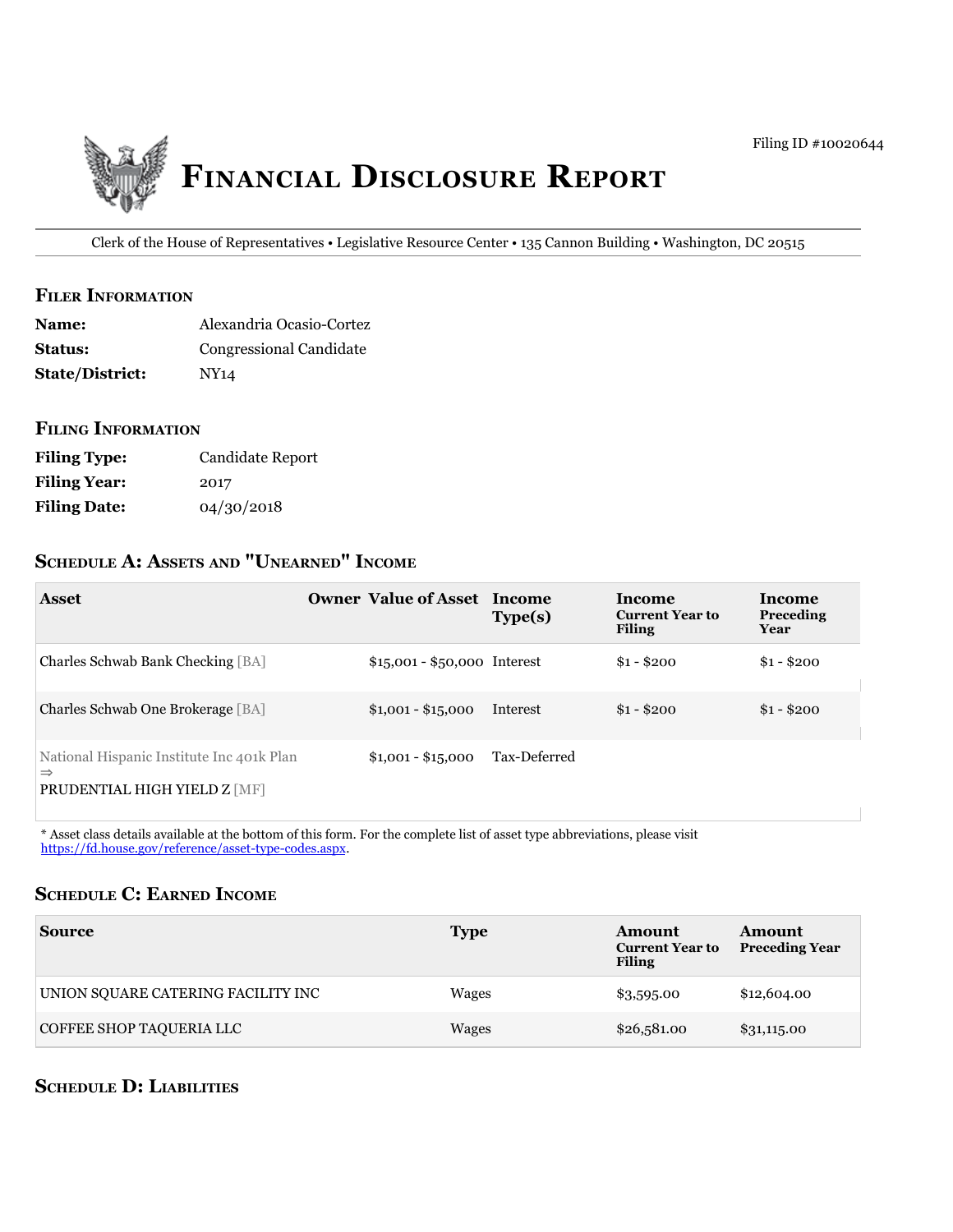Filing ID #10020644

# Financial Disclosure Report

Clerk of the House of Representatives • Legislative Resource Center • 135 Cannon Building • Washington, DC 20515

## Filer Information

**Name:** Alexandria Ocasio-Cortez

**Status:** Congressional Candidate

**State/District:** NY14

## Filing Information

**Filing Type:** Candidate Report

**Filing Year:** 2017

**Filing Date:** 04/30/2018

## Schedule A: Assets and "Unearned" Income

| Asset | Owner | Value of Asset | Income Type(s) | Income Current Year to Filing | Income Preceding Year |
|---|---|---|---|---|---|
| Charles Schwab Bank Checking [BA] | | $15,001 - $50,000 | Interest | $1 - $200 | $1 - $200 |
| Charles Schwab One Brokerage [BA] | | $1,001 - $15,000 | Interest | $1 - $200 | $1 - $200 |
| National Hispanic Institute Inc 401k Plan ⇒ PRUDENTIAL HIGH YIELD Z [MF] | | $1,001 - $15,000 | Tax-Deferred | | |

* Asset class details available at the bottom of this form. For the complete list of asset type abbreviations, please visit https://fd.house.gov/reference/asset-type-codes.aspx.

## Schedule C: Earned Income

| Source | Type | Amount Current Year to Filing | Amount Preceding Year |
|---|---|---|---|
| UNION SQUARE CATERING FACILITY INC | Wages | $3,595.00 | $12,604.00 |
| COFFEE SHOP TAQUERIA LLC | Wages | $26,581.00 | $31,115.00 |

## Schedule D: Liabilities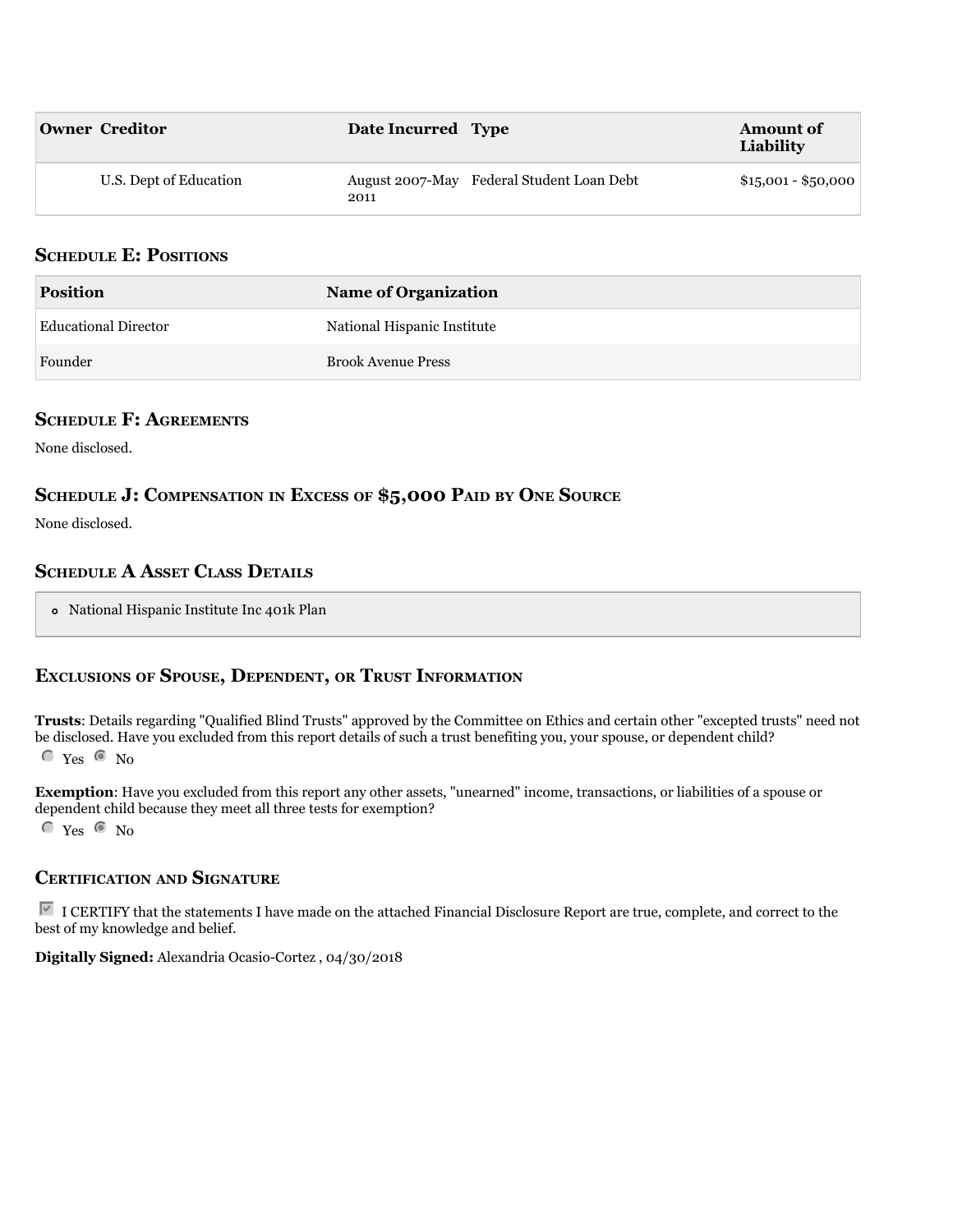| Owner | Creditor | Date Incurred | Type | Amount of Liability |
| --- | --- | --- | --- | --- |
| | U.S. Dept of Education | August 2007-May 2011 | Federal Student Loan Debt | $15,001 - $50,000 |

## Schedule E: Positions

| Position | Name of Organization |
| --- | --- |
| Educational Director | National Hispanic Institute |
| Founder | Brook Avenue Press |

## Schedule F: Agreements

None disclosed.

## Schedule J: Compensation in Excess of $5,000 Paid by One Source

None disclosed.

## Schedule A Asset Class Details

- National Hispanic Institute Inc 401k Plan

## Exclusions of Spouse, Dependent, or Trust Information

**Trusts**: Details regarding "Qualified Blind Trusts" approved by the Committee on Ethics and certain other "excepted trusts" need not be disclosed. Have you excluded from this report details of such a trust benefiting you, your spouse, or dependent child?

○ Yes ◉ No

**Exemption**: Have you excluded from this report any other assets, "unearned" income, transactions, or liabilities of a spouse or dependent child because they meet all three tests for exemption?

○ Yes ◉ No

## Certification and Signature

☑ I CERTIFY that the statements I have made on the attached Financial Disclosure Report are true, complete, and correct to the best of my knowledge and belief.

**Digitally Signed:** Alexandria Ocasio-Cortez , 04/30/2018